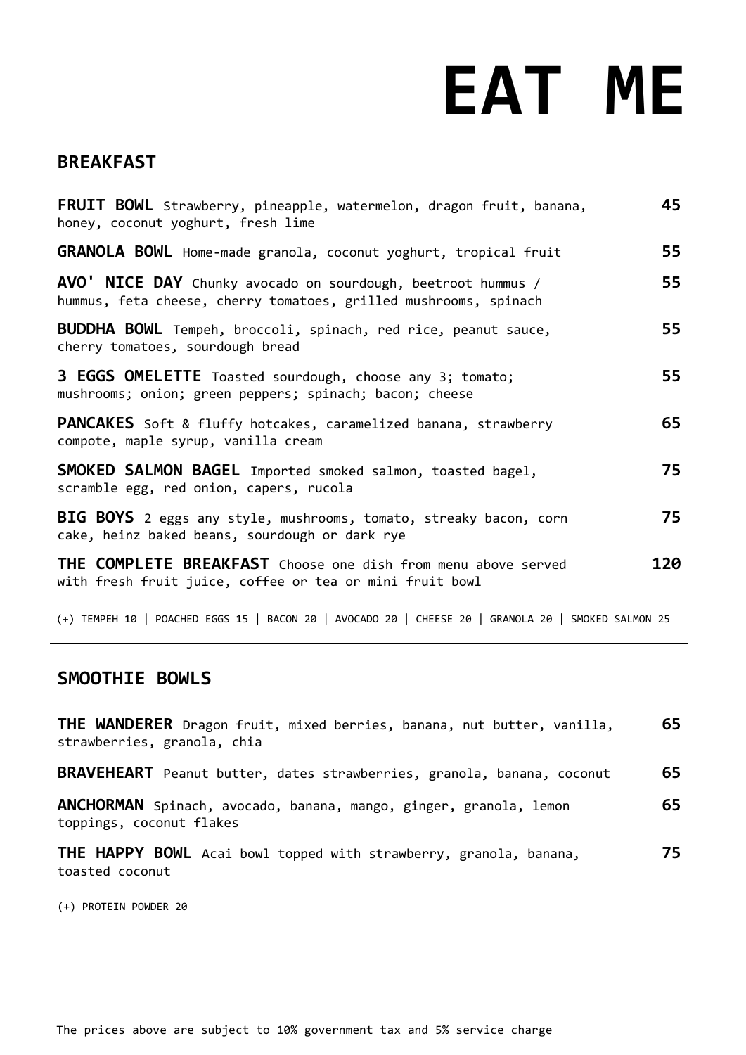# EAT ME

## BREAKFAST

**FRUIT BOWL** Strawberry, pineapple, watermelon, dragon fruit, banana, honey, coconut yoghurt, fresh lime **45**

**GRANOLA BOWL** Home-made granola, coconut yoghurt, tropical fruit **55**

**AVO' NICE DAY** Chunky avocado on sourdough, beetroot hummus / hummus, feta cheese, cherry tomatoes, grilled mushrooms, spinach **55**

**BUDDHA BOWL** Tempeh, broccoli, spinach, red rice, peanut sauce, cherry tomatoes, sourdough bread **55**

**3 EGGS OMELETTE** Toasted sourdough, choose any 3; tomato; mushrooms; onion; green peppers; spinach; bacon; cheese **55**

**PANCAKES** Soft & fluffy hotcakes, caramelized banana, strawberry compote, maple syrup, vanilla cream **65**

**SMOKED SALMON BAGEL** Imported smoked salmon, toasted bagel, scramble egg, red onion, capers, rucola **75**

**BIG BOYS** 2 eggs any style, mushrooms, tomato, streaky bacon, corn cake, heinz baked beans, sourdough or dark rye **75**

**THE COMPLETE BREAKFAST** Choose one dish from menu above served with fresh fruit juice, coffee or tea or mini fruit bowl **120**

(+) TEMPEH 10 | POACHED EGGS 15 | BACON 20 | AVOCADO 20 | CHEESE 20 | GRANOLA 20 | SMOKED SALMON 25

---

## SMOOTHIE BOWLS

**THE WANDERER** Dragon fruit, mixed berries, banana, nut butter, vanilla, strawberries, granola, chia **65**

**BRAVEHEART** Peanut butter, dates strawberries, granola, banana, coconut **65**

**ANCHORMAN** Spinach, avocado, banana, mango, ginger, granola, lemon toppings, coconut flakes **65**

**THE HAPPY BOWL** Acai bowl topped with strawberry, granola, banana, toasted coconut **75**

(+) PROTEIN POWDER 20

The prices above are subject to 10% government tax and 5% service charge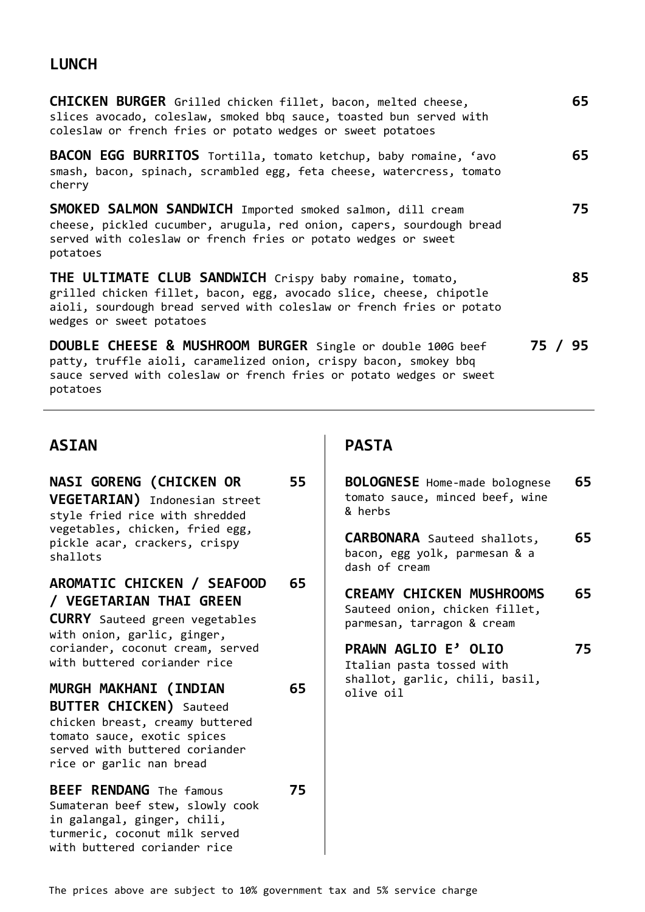## LUNCH

**CHICKEN BURGER** Grilled chicken fillet, bacon, melted cheese, slices avocado, coleslaw, smoked bbq sauce, toasted bun served with coleslaw or french fries or potato wedges or sweet potatoes **65**

**BACON EGG BURRITOS** Tortilla, tomato ketchup, baby romaine, 'avo smash, bacon, spinach, scrambled egg, feta cheese, watercress, tomato cherry **65**

**SMOKED SALMON SANDWICH** Imported smoked salmon, dill cream cheese, pickled cucumber, arugula, red onion, capers, sourdough bread served with coleslaw or french fries or potato wedges or sweet potatoes **75**

**THE ULTIMATE CLUB SANDWICH** Crispy baby romaine, tomato, grilled chicken fillet, bacon, egg, avocado slice, cheese, chipotle aioli, sourdough bread served with coleslaw or french fries or potato wedges or sweet potatoes **85**

**DOUBLE CHEESE & MUSHROOM BURGER** Single or double 100G beef patty, truffle aioli, caramelized onion, crispy bacon, smokey bbq sauce served with coleslaw or french fries or potato wedges or sweet potatoes **75 / 95**

---

## ASIAN

**NASI GORENG (CHICKEN OR VEGETARIAN)** Indonesian street style fried rice with shredded vegetables, chicken, fried egg, pickle acar, crackers, crispy shallots **55**

**AROMATIC CHICKEN / SEAFOOD / VEGETARIAN THAI GREEN CURRY** Sauteed green vegetables with onion, garlic, ginger, coriander, coconut cream, served with buttered coriander rice **65**

**MURGH MAKHANI (INDIAN BUTTER CHICKEN)** Sauteed chicken breast, creamy buttered tomato sauce, exotic spices served with buttered coriander rice or garlic nan bread **65**

**BEEF RENDANG** The famous Sumateran beef stew, slowly cook in galangal, ginger, chili, turmeric, coconut milk served with buttered coriander rice **75**

## PASTA

**BOLOGNESE** Home-made bolognese tomato sauce, minced beef, wine & herbs **65**

**CARBONARA** Sauteed shallots, bacon, egg yolk, parmesan & a dash of cream **65**

**CREAMY CHICKEN MUSHROOMS** Sauteed onion, chicken fillet, parmesan, tarragon & cream **65**

**PRAWN AGLIO E' OLIO** Italian pasta tossed with shallot, garlic, chili, basil, olive oil **75**

The prices above are subject to 10% government tax and 5% service charge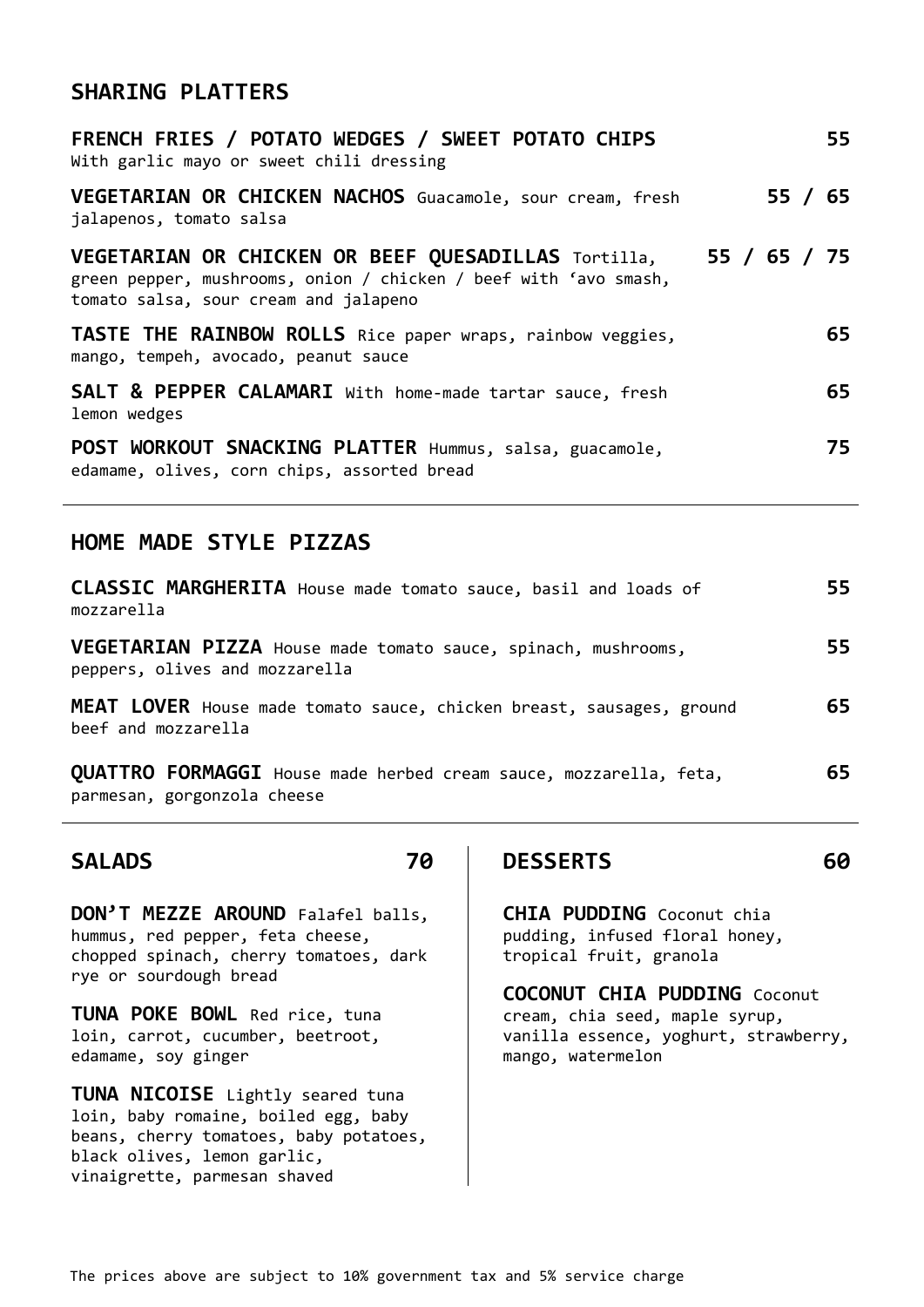## SHARING PLATTERS

**FRENCH FRIES / POTATO WEDGES / SWEET POTATO CHIPS** — **55**
With garlic mayo or sweet chili dressing

**VEGETARIAN OR CHICKEN NACHOS** Guacamole, sour cream, fresh jalapenos, tomato salsa — **55 / 65**

**VEGETARIAN OR CHICKEN OR BEEF QUESADILLAS** Tortilla, green pepper, mushrooms, onion / chicken / beef with 'avo smash, tomato salsa, sour cream and jalapeno — **55 / 65 / 75**

**TASTE THE RAINBOW ROLLS** Rice paper wraps, rainbow veggies, mango, tempeh, avocado, peanut sauce — **65**

**SALT & PEPPER CALAMARI** With home-made tartar sauce, fresh lemon wedges — **65**

**POST WORKOUT SNACKING PLATTER** Hummus, salsa, guacamole, edamame, olives, corn chips, assorted bread — **75**

## HOME MADE STYLE PIZZAS

**CLASSIC MARGHERITA** House made tomato sauce, basil and loads of mozzarella — **55**

**VEGETARIAN PIZZA** House made tomato sauce, spinach, mushrooms, peppers, olives and mozzarella — **55**

**MEAT LOVER** House made tomato sauce, chicken breast, sausages, ground beef and mozzarella — **65**

**QUATTRO FORMAGGI** House made herbed cream sauce, mozzarella, feta, parmesan, gorgonzola cheese — **65**

## SALADS — 70

**DON'T MEZZE AROUND** Falafel balls, hummus, red pepper, feta cheese, chopped spinach, cherry tomatoes, dark rye or sourdough bread

**TUNA POKE BOWL** Red rice, tuna loin, carrot, cucumber, beetroot, edamame, soy ginger

**TUNA NICOISE** Lightly seared tuna loin, baby romaine, boiled egg, baby beans, cherry tomatoes, baby potatoes, black olives, lemon garlic, vinaigrette, parmesan shaved

## DESSERTS — 60

**CHIA PUDDING** Coconut chia pudding, infused floral honey, tropical fruit, granola

**COCONUT CHIA PUDDING** Coconut cream, chia seed, maple syrup, vanilla essence, yoghurt, strawberry, mango, watermelon

The prices above are subject to 10% government tax and 5% service charge